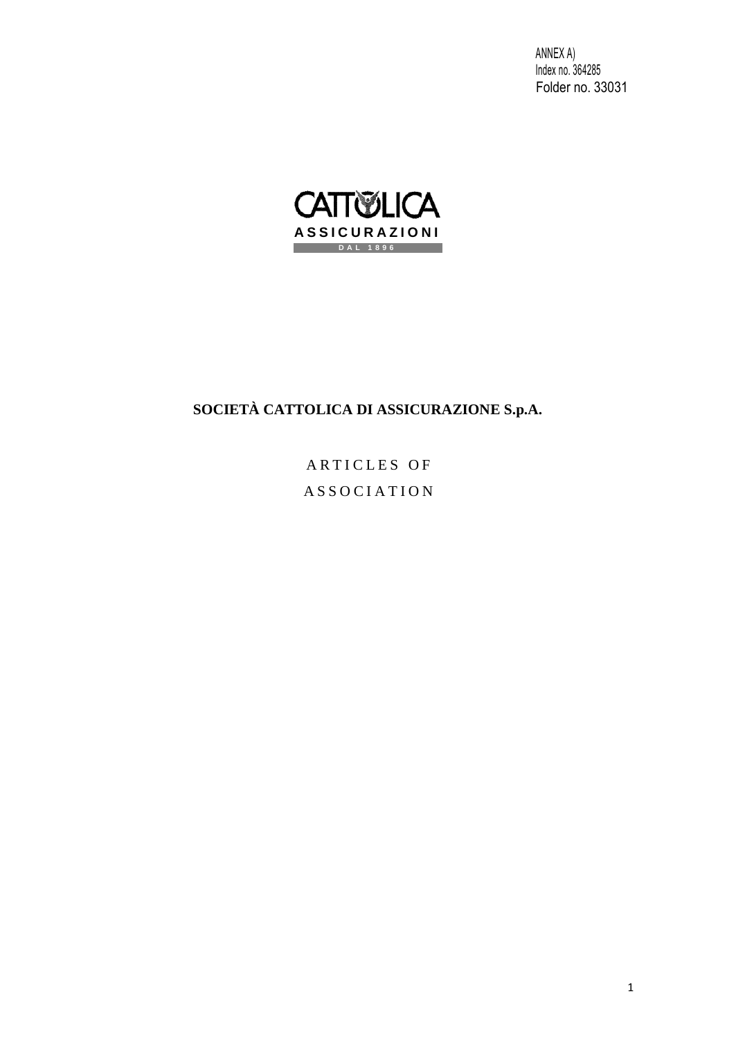ANNEX A)
Index no. 364285
Folder no. 33031

CATTOLICA
ASSICURAZIONI
DAL 1896

**SOCIETÀ CATTOLICA DI ASSICURAZIONE S.p.A.**

# ARTICLES OF ASSOCIATION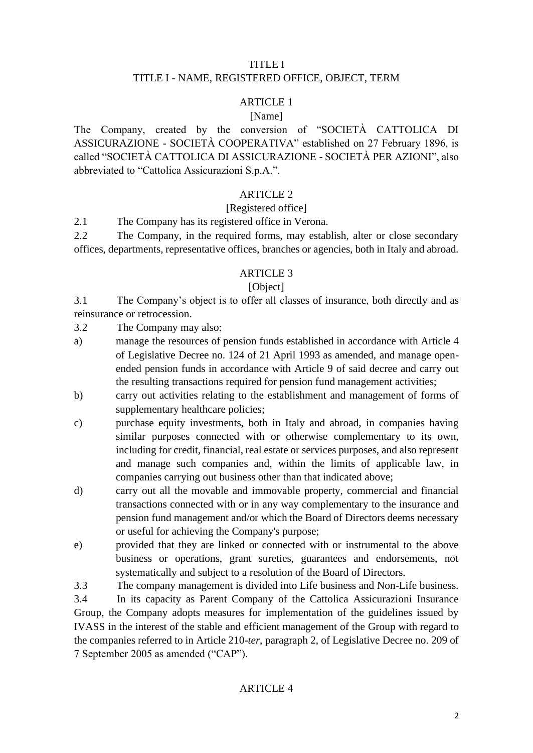# TITLE I

## TITLE I - NAME, REGISTERED OFFICE, OBJECT, TERM

### ARTICLE 1

[Name]

The Company, created by the conversion of "SOCIETÀ CATTOLICA DI ASSICURAZIONE - SOCIETÀ COOPERATIVA" established on 27 February 1896, is called "SOCIETÀ CATTOLICA DI ASSICURAZIONE - SOCIETÀ PER AZIONI", also abbreviated to "Cattolica Assicurazioni S.p.A.".

### ARTICLE 2

[Registered office]

2.1 The Company has its registered office in Verona.

2.2 The Company, in the required forms, may establish, alter or close secondary offices, departments, representative offices, branches or agencies, both in Italy and abroad.

### ARTICLE 3

[Object]

3.1 The Company's object is to offer all classes of insurance, both directly and as reinsurance or retrocession.

3.2 The Company may also:

a) manage the resources of pension funds established in accordance with Article 4 of Legislative Decree no. 124 of 21 April 1993 as amended, and manage open-ended pension funds in accordance with Article 9 of said decree and carry out the resulting transactions required for pension fund management activities;

b) carry out activities relating to the establishment and management of forms of supplementary healthcare policies;

c) purchase equity investments, both in Italy and abroad, in companies having similar purposes connected with or otherwise complementary to its own, including for credit, financial, real estate or services purposes, and also represent and manage such companies and, within the limits of applicable law, in companies carrying out business other than that indicated above;

d) carry out all the movable and immovable property, commercial and financial transactions connected with or in any way complementary to the insurance and pension fund management and/or which the Board of Directors deems necessary or useful for achieving the Company's purpose;

e) provided that they are linked or connected with or instrumental to the above business or operations, grant sureties, guarantees and endorsements, not systematically and subject to a resolution of the Board of Directors.

3.3 The company management is divided into Life business and Non-Life business.

3.4 In its capacity as Parent Company of the Cattolica Assicurazioni Insurance Group, the Company adopts measures for implementation of the guidelines issued by IVASS in the interest of the stable and efficient management of the Group with regard to the companies referred to in Article 210-*ter*, paragraph 2, of Legislative Decree no. 209 of 7 September 2005 as amended ("CAP").

### ARTICLE 4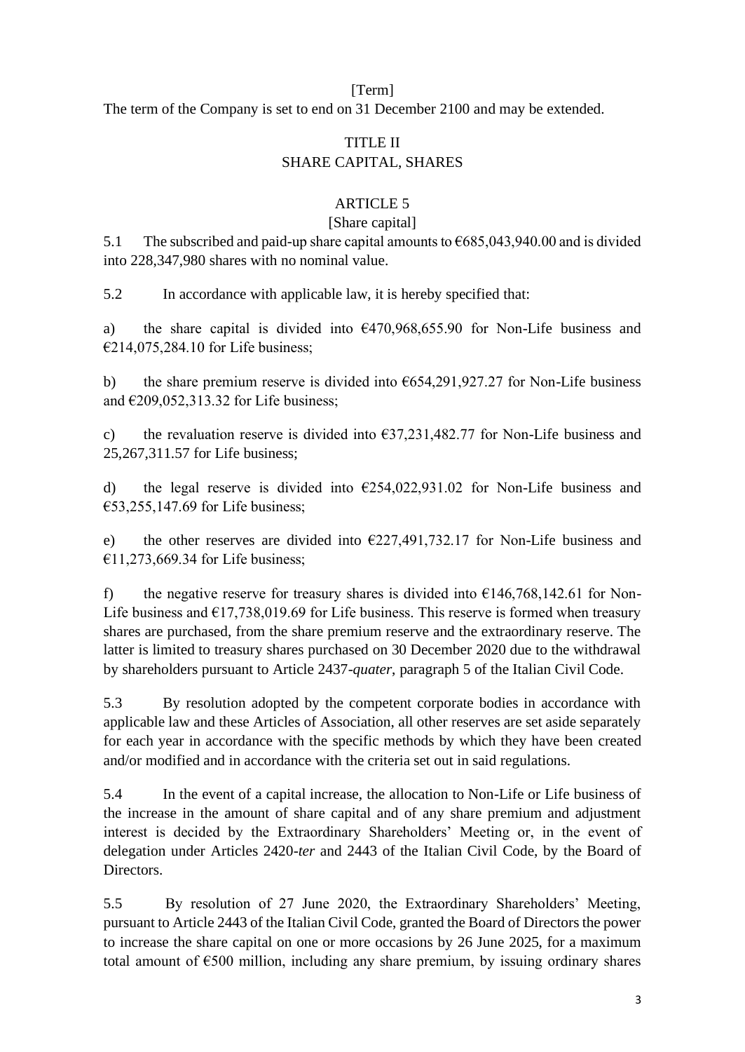[Term]

The term of the Company is set to end on 31 December 2100 and may be extended.

## TITLE II
## SHARE CAPITAL, SHARES

### ARTICLE 5
### [Share capital]

5.1 The subscribed and paid-up share capital amounts to €685,043,940.00 and is divided into 228,347,980 shares with no nominal value.

5.2 In accordance with applicable law, it is hereby specified that:

a) the share capital is divided into €470,968,655.90 for Non-Life business and €214,075,284.10 for Life business;

b) the share premium reserve is divided into €654,291,927.27 for Non-Life business and €209,052,313.32 for Life business;

c) the revaluation reserve is divided into €37,231,482.77 for Non-Life business and 25,267,311.57 for Life business;

d) the legal reserve is divided into €254,022,931.02 for Non-Life business and €53,255,147.69 for Life business;

e) the other reserves are divided into €227,491,732.17 for Non-Life business and €11,273,669.34 for Life business;

f) the negative reserve for treasury shares is divided into €146,768,142.61 for Non-Life business and €17,738,019.69 for Life business. This reserve is formed when treasury shares are purchased, from the share premium reserve and the extraordinary reserve. The latter is limited to treasury shares purchased on 30 December 2020 due to the withdrawal by shareholders pursuant to Article 2437-*quater*, paragraph 5 of the Italian Civil Code.

5.3 By resolution adopted by the competent corporate bodies in accordance with applicable law and these Articles of Association, all other reserves are set aside separately for each year in accordance with the specific methods by which they have been created and/or modified and in accordance with the criteria set out in said regulations.

5.4 In the event of a capital increase, the allocation to Non-Life or Life business of the increase in the amount of share capital and of any share premium and adjustment interest is decided by the Extraordinary Shareholders' Meeting or, in the event of delegation under Articles 2420-*ter* and 2443 of the Italian Civil Code, by the Board of Directors.

5.5 By resolution of 27 June 2020, the Extraordinary Shareholders' Meeting, pursuant to Article 2443 of the Italian Civil Code, granted the Board of Directors the power to increase the share capital on one or more occasions by 26 June 2025, for a maximum total amount of €500 million, including any share premium, by issuing ordinary shares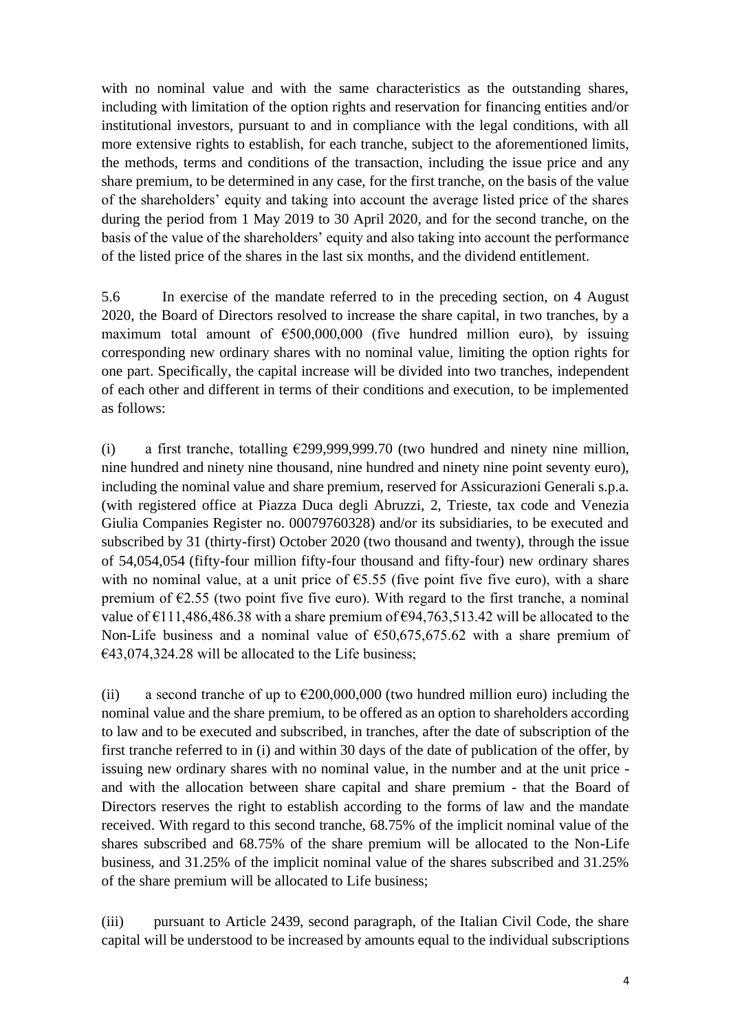with no nominal value and with the same characteristics as the outstanding shares, including with limitation of the option rights and reservation for financing entities and/or institutional investors, pursuant to and in compliance with the legal conditions, with all more extensive rights to establish, for each tranche, subject to the aforementioned limits, the methods, terms and conditions of the transaction, including the issue price and any share premium, to be determined in any case, for the first tranche, on the basis of the value of the shareholders' equity and taking into account the average listed price of the shares during the period from 1 May 2019 to 30 April 2020, and for the second tranche, on the basis of the value of the shareholders' equity and also taking into account the performance of the listed price of the shares in the last six months, and the dividend entitlement.

5.6 In exercise of the mandate referred to in the preceding section, on 4 August 2020, the Board of Directors resolved to increase the share capital, in two tranches, by a maximum total amount of €500,000,000 (five hundred million euro), by issuing corresponding new ordinary shares with no nominal value, limiting the option rights for one part. Specifically, the capital increase will be divided into two tranches, independent of each other and different in terms of their conditions and execution, to be implemented as follows:

(i) a first tranche, totalling €299,999,999.70 (two hundred and ninety nine million, nine hundred and ninety nine thousand, nine hundred and ninety nine point seventy euro), including the nominal value and share premium, reserved for Assicurazioni Generali s.p.a. (with registered office at Piazza Duca degli Abruzzi, 2, Trieste, tax code and Venezia Giulia Companies Register no. 00079760328) and/or its subsidiaries, to be executed and subscribed by 31 (thirty-first) October 2020 (two thousand and twenty), through the issue of 54,054,054 (fifty-four million fifty-four thousand and fifty-four) new ordinary shares with no nominal value, at a unit price of €5.55 (five point five five euro), with a share premium of €2.55 (two point five five euro). With regard to the first tranche, a nominal value of €111,486,486.38 with a share premium of €94,763,513.42 will be allocated to the Non-Life business and a nominal value of €50,675,675.62 with a share premium of €43,074,324.28 will be allocated to the Life business;

(ii) a second tranche of up to €200,000,000 (two hundred million euro) including the nominal value and the share premium, to be offered as an option to shareholders according to law and to be executed and subscribed, in tranches, after the date of subscription of the first tranche referred to in (i) and within 30 days of the date of publication of the offer, by issuing new ordinary shares with no nominal value, in the number and at the unit price - and with the allocation between share capital and share premium - that the Board of Directors reserves the right to establish according to the forms of law and the mandate received. With regard to this second tranche, 68.75% of the implicit nominal value of the shares subscribed and 68.75% of the share premium will be allocated to the Non-Life business, and 31.25% of the implicit nominal value of the shares subscribed and 31.25% of the share premium will be allocated to Life business;

(iii) pursuant to Article 2439, second paragraph, of the Italian Civil Code, the share capital will be understood to be increased by amounts equal to the individual subscriptions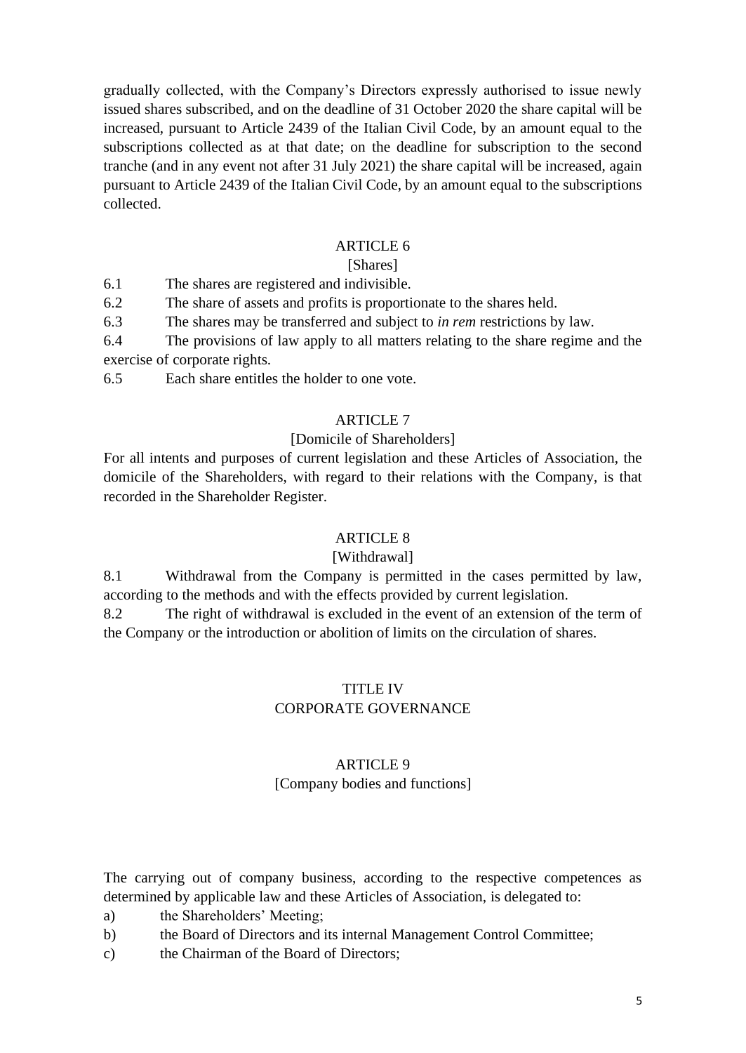gradually collected, with the Company's Directors expressly authorised to issue newly issued shares subscribed, and on the deadline of 31 October 2020 the share capital will be increased, pursuant to Article 2439 of the Italian Civil Code, by an amount equal to the subscriptions collected as at that date; on the deadline for subscription to the second tranche (and in any event not after 31 July 2021) the share capital will be increased, again pursuant to Article 2439 of the Italian Civil Code, by an amount equal to the subscriptions collected.

### ARTICLE 6
### [Shares]

6.1 The shares are registered and indivisible.

6.2 The share of assets and profits is proportionate to the shares held.

6.3 The shares may be transferred and subject to *in rem* restrictions by law.

6.4 The provisions of law apply to all matters relating to the share regime and the exercise of corporate rights.

6.5 Each share entitles the holder to one vote.

### ARTICLE 7
### [Domicile of Shareholders]

For all intents and purposes of current legislation and these Articles of Association, the domicile of the Shareholders, with regard to their relations with the Company, is that recorded in the Shareholder Register.

### ARTICLE 8
### [Withdrawal]

8.1 Withdrawal from the Company is permitted in the cases permitted by law, according to the methods and with the effects provided by current legislation.

8.2 The right of withdrawal is excluded in the event of an extension of the term of the Company or the introduction or abolition of limits on the circulation of shares.

## TITLE IV
## CORPORATE GOVERNANCE

### ARTICLE 9
### [Company bodies and functions]

The carrying out of company business, according to the respective competences as determined by applicable law and these Articles of Association, is delegated to:

a) the Shareholders' Meeting;

b) the Board of Directors and its internal Management Control Committee;

c) the Chairman of the Board of Directors;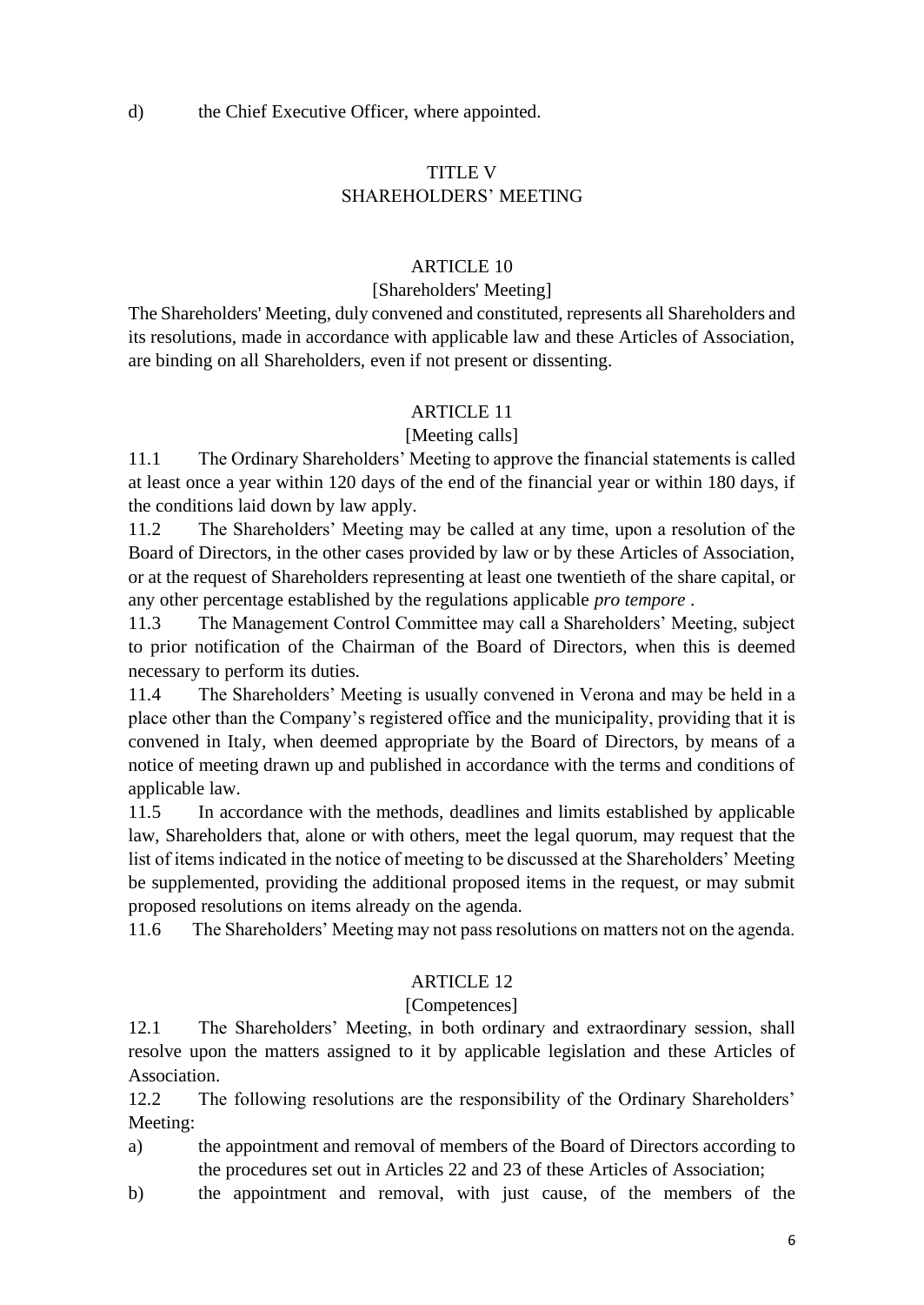d) the Chief Executive Officer, where appointed.

## TITLE V
## SHAREHOLDERS' MEETING

### ARTICLE 10
### [Shareholders' Meeting]

The Shareholders' Meeting, duly convened and constituted, represents all Shareholders and its resolutions, made in accordance with applicable law and these Articles of Association, are binding on all Shareholders, even if not present or dissenting.

### ARTICLE 11
### [Meeting calls]

11.1 The Ordinary Shareholders' Meeting to approve the financial statements is called at least once a year within 120 days of the end of the financial year or within 180 days, if the conditions laid down by law apply.

11.2 The Shareholders' Meeting may be called at any time, upon a resolution of the Board of Directors, in the other cases provided by law or by these Articles of Association, or at the request of Shareholders representing at least one twentieth of the share capital, or any other percentage established by the regulations applicable *pro tempore* .

11.3 The Management Control Committee may call a Shareholders' Meeting, subject to prior notification of the Chairman of the Board of Directors, when this is deemed necessary to perform its duties.

11.4 The Shareholders' Meeting is usually convened in Verona and may be held in a place other than the Company's registered office and the municipality, providing that it is convened in Italy, when deemed appropriate by the Board of Directors, by means of a notice of meeting drawn up and published in accordance with the terms and conditions of applicable law.

11.5 In accordance with the methods, deadlines and limits established by applicable law, Shareholders that, alone or with others, meet the legal quorum, may request that the list of items indicated in the notice of meeting to be discussed at the Shareholders' Meeting be supplemented, providing the additional proposed items in the request, or may submit proposed resolutions on items already on the agenda.

11.6 The Shareholders' Meeting may not pass resolutions on matters not on the agenda.

### ARTICLE 12
### [Competences]

12.1 The Shareholders' Meeting, in both ordinary and extraordinary session, shall resolve upon the matters assigned to it by applicable legislation and these Articles of Association.

12.2 The following resolutions are the responsibility of the Ordinary Shareholders' Meeting:

a) the appointment and removal of members of the Board of Directors according to the procedures set out in Articles 22 and 23 of these Articles of Association;

b) the appointment and removal, with just cause, of the members of the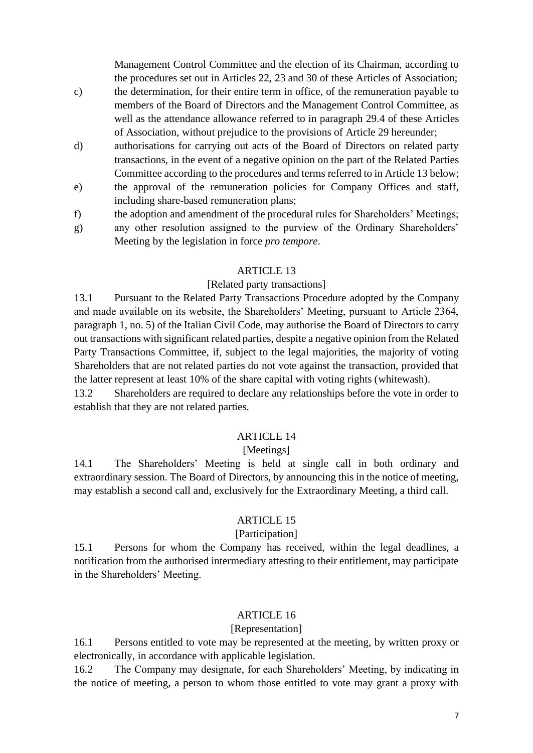Management Control Committee and the election of its Chairman, according to the procedures set out in Articles 22, 23 and 30 of these Articles of Association;

c) the determination, for their entire term in office, of the remuneration payable to members of the Board of Directors and the Management Control Committee, as well as the attendance allowance referred to in paragraph 29.4 of these Articles of Association, without prejudice to the provisions of Article 29 hereunder;

d) authorisations for carrying out acts of the Board of Directors on related party transactions, in the event of a negative opinion on the part of the Related Parties Committee according to the procedures and terms referred to in Article 13 below;

e) the approval of the remuneration policies for Company Offices and staff, including share-based remuneration plans;

f) the adoption and amendment of the procedural rules for Shareholders' Meetings;

g) any other resolution assigned to the purview of the Ordinary Shareholders' Meeting by the legislation in force *pro tempore*.

## ARTICLE 13

### [Related party transactions]

13.1 Pursuant to the Related Party Transactions Procedure adopted by the Company and made available on its website, the Shareholders' Meeting, pursuant to Article 2364, paragraph 1, no. 5) of the Italian Civil Code, may authorise the Board of Directors to carry out transactions with significant related parties, despite a negative opinion from the Related Party Transactions Committee, if, subject to the legal majorities, the majority of voting Shareholders that are not related parties do not vote against the transaction, provided that the latter represent at least 10% of the share capital with voting rights (whitewash).

13.2 Shareholders are required to declare any relationships before the vote in order to establish that they are not related parties.

## ARTICLE 14

### [Meetings]

14.1 The Shareholders' Meeting is held at single call in both ordinary and extraordinary session. The Board of Directors, by announcing this in the notice of meeting, may establish a second call and, exclusively for the Extraordinary Meeting, a third call.

## ARTICLE 15

### [Participation]

15.1 Persons for whom the Company has received, within the legal deadlines, a notification from the authorised intermediary attesting to their entitlement, may participate in the Shareholders' Meeting.

## ARTICLE 16

### [Representation]

16.1 Persons entitled to vote may be represented at the meeting, by written proxy or electronically, in accordance with applicable legislation.

16.2 The Company may designate, for each Shareholders' Meeting, by indicating in the notice of meeting, a person to whom those entitled to vote may grant a proxy with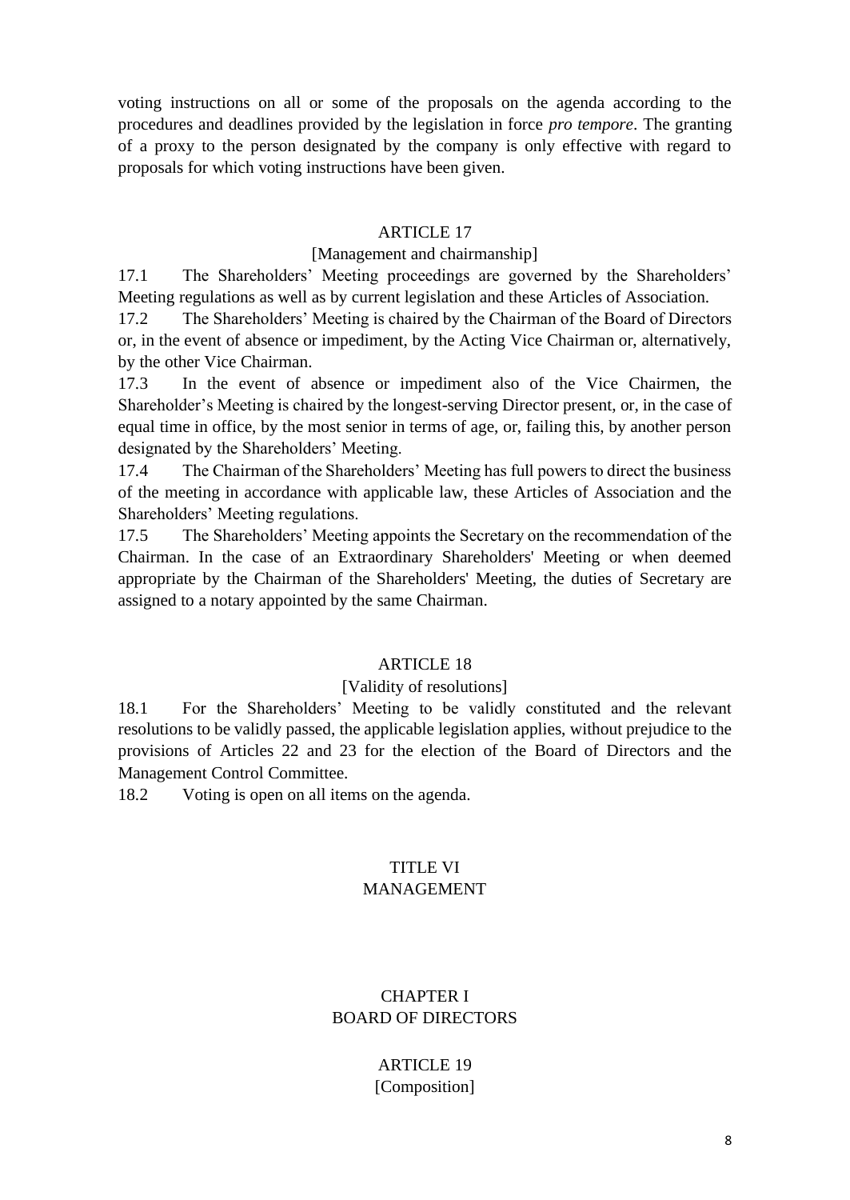voting instructions on all or some of the proposals on the agenda according to the procedures and deadlines provided by the legislation in force *pro tempore*. The granting of a proxy to the person designated by the company is only effective with regard to proposals for which voting instructions have been given.

### ARTICLE 17
### [Management and chairmanship]

17.1 The Shareholders' Meeting proceedings are governed by the Shareholders' Meeting regulations as well as by current legislation and these Articles of Association.

17.2 The Shareholders' Meeting is chaired by the Chairman of the Board of Directors or, in the event of absence or impediment, by the Acting Vice Chairman or, alternatively, by the other Vice Chairman.

17.3 In the event of absence or impediment also of the Vice Chairmen, the Shareholder's Meeting is chaired by the longest-serving Director present, or, in the case of equal time in office, by the most senior in terms of age, or, failing this, by another person designated by the Shareholders' Meeting.

17.4 The Chairman of the Shareholders' Meeting has full powers to direct the business of the meeting in accordance with applicable law, these Articles of Association and the Shareholders' Meeting regulations.

17.5 The Shareholders' Meeting appoints the Secretary on the recommendation of the Chairman. In the case of an Extraordinary Shareholders' Meeting or when deemed appropriate by the Chairman of the Shareholders' Meeting, the duties of Secretary are assigned to a notary appointed by the same Chairman.

### ARTICLE 18
### [Validity of resolutions]

18.1 For the Shareholders' Meeting to be validly constituted and the relevant resolutions to be validly passed, the applicable legislation applies, without prejudice to the provisions of Articles 22 and 23 for the election of the Board of Directors and the Management Control Committee.

18.2 Voting is open on all items on the agenda.

# TITLE VI
# MANAGEMENT

## CHAPTER I
## BOARD OF DIRECTORS

### ARTICLE 19
### [Composition]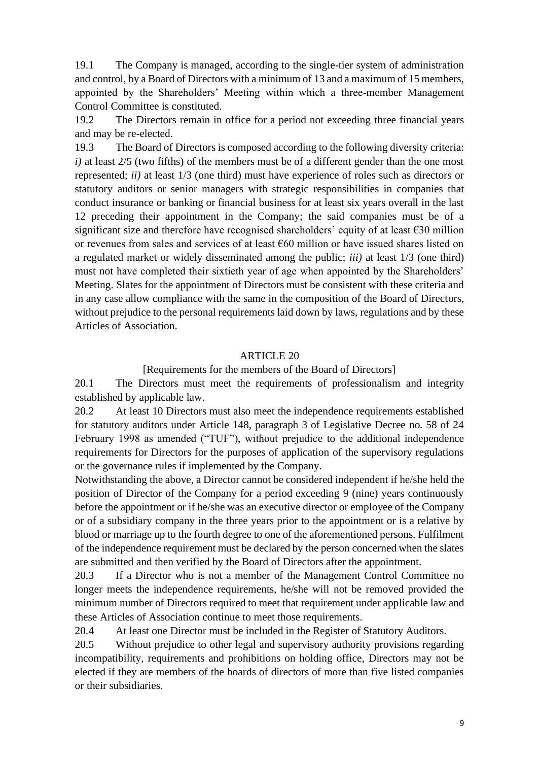19.1 The Company is managed, according to the single-tier system of administration and control, by a Board of Directors with a minimum of 13 and a maximum of 15 members, appointed by the Shareholders' Meeting within which a three-member Management Control Committee is constituted.

19.2 The Directors remain in office for a period not exceeding three financial years and may be re-elected.

19.3 The Board of Directors is composed according to the following diversity criteria: *i)* at least 2/5 (two fifths) of the members must be of a different gender than the one most represented; *ii)* at least 1/3 (one third) must have experience of roles such as directors or statutory auditors or senior managers with strategic responsibilities in companies that conduct insurance or banking or financial business for at least six years overall in the last 12 preceding their appointment in the Company; the said companies must be of a significant size and therefore have recognised shareholders' equity of at least €30 million or revenues from sales and services of at least €60 million or have issued shares listed on a regulated market or widely disseminated among the public; *iii)* at least 1/3 (one third) must not have completed their sixtieth year of age when appointed by the Shareholders' Meeting. Slates for the appointment of Directors must be consistent with these criteria and in any case allow compliance with the same in the composition of the Board of Directors, without prejudice to the personal requirements laid down by laws, regulations and by these Articles of Association.

## ARTICLE 20

### [Requirements for the members of the Board of Directors]

20.1 The Directors must meet the requirements of professionalism and integrity established by applicable law.

20.2 At least 10 Directors must also meet the independence requirements established for statutory auditors under Article 148, paragraph 3 of Legislative Decree no. 58 of 24 February 1998 as amended ("TUF"), without prejudice to the additional independence requirements for Directors for the purposes of application of the supervisory regulations or the governance rules if implemented by the Company.

Notwithstanding the above, a Director cannot be considered independent if he/she held the position of Director of the Company for a period exceeding 9 (nine) years continuously before the appointment or if he/she was an executive director or employee of the Company or of a subsidiary company in the three years prior to the appointment or is a relative by blood or marriage up to the fourth degree to one of the aforementioned persons. Fulfilment of the independence requirement must be declared by the person concerned when the slates are submitted and then verified by the Board of Directors after the appointment.

20.3 If a Director who is not a member of the Management Control Committee no longer meets the independence requirements, he/she will not be removed provided the minimum number of Directors required to meet that requirement under applicable law and these Articles of Association continue to meet those requirements.

20.4 At least one Director must be included in the Register of Statutory Auditors.

20.5 Without prejudice to other legal and supervisory authority provisions regarding incompatibility, requirements and prohibitions on holding office, Directors may not be elected if they are members of the boards of directors of more than five listed companies or their subsidiaries.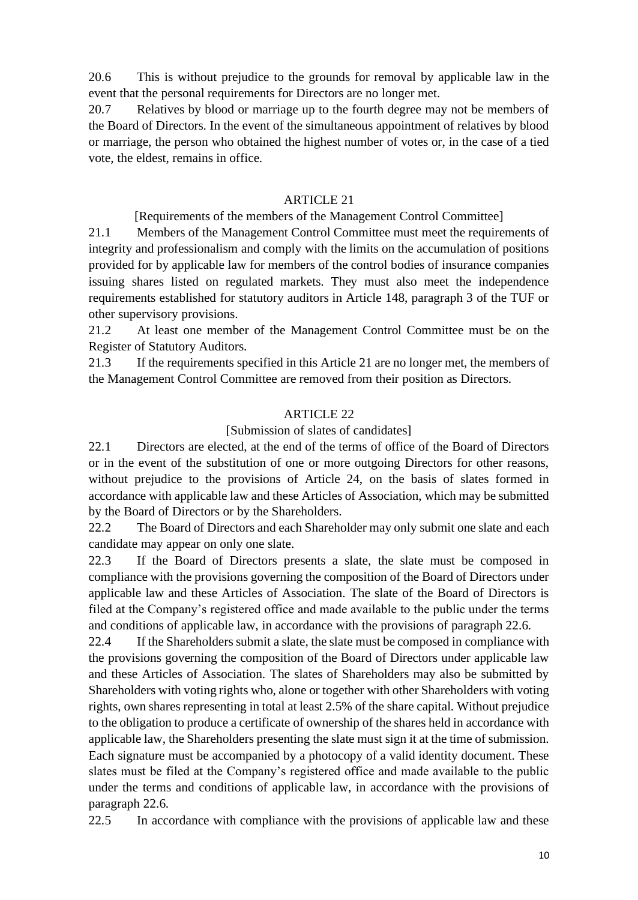20.6 This is without prejudice to the grounds for removal by applicable law in the event that the personal requirements for Directors are no longer met.

20.7 Relatives by blood or marriage up to the fourth degree may not be members of the Board of Directors. In the event of the simultaneous appointment of relatives by blood or marriage, the person who obtained the highest number of votes or, in the case of a tied vote, the eldest, remains in office.

## ARTICLE 21

[Requirements of the members of the Management Control Committee]

21.1 Members of the Management Control Committee must meet the requirements of integrity and professionalism and comply with the limits on the accumulation of positions provided for by applicable law for members of the control bodies of insurance companies issuing shares listed on regulated markets. They must also meet the independence requirements established for statutory auditors in Article 148, paragraph 3 of the TUF or other supervisory provisions.

21.2 At least one member of the Management Control Committee must be on the Register of Statutory Auditors.

21.3 If the requirements specified in this Article 21 are no longer met, the members of the Management Control Committee are removed from their position as Directors.

## ARTICLE 22

[Submission of slates of candidates]

22.1 Directors are elected, at the end of the terms of office of the Board of Directors or in the event of the substitution of one or more outgoing Directors for other reasons, without prejudice to the provisions of Article 24, on the basis of slates formed in accordance with applicable law and these Articles of Association, which may be submitted by the Board of Directors or by the Shareholders.

22.2 The Board of Directors and each Shareholder may only submit one slate and each candidate may appear on only one slate.

22.3 If the Board of Directors presents a slate, the slate must be composed in compliance with the provisions governing the composition of the Board of Directors under applicable law and these Articles of Association. The slate of the Board of Directors is filed at the Company's registered office and made available to the public under the terms and conditions of applicable law, in accordance with the provisions of paragraph 22.6.

22.4 If the Shareholders submit a slate, the slate must be composed in compliance with the provisions governing the composition of the Board of Directors under applicable law and these Articles of Association. The slates of Shareholders may also be submitted by Shareholders with voting rights who, alone or together with other Shareholders with voting rights, own shares representing in total at least 2.5% of the share capital. Without prejudice to the obligation to produce a certificate of ownership of the shares held in accordance with applicable law, the Shareholders presenting the slate must sign it at the time of submission. Each signature must be accompanied by a photocopy of a valid identity document. These slates must be filed at the Company's registered office and made available to the public under the terms and conditions of applicable law, in accordance with the provisions of paragraph 22.6.

22.5 In accordance with compliance with the provisions of applicable law and these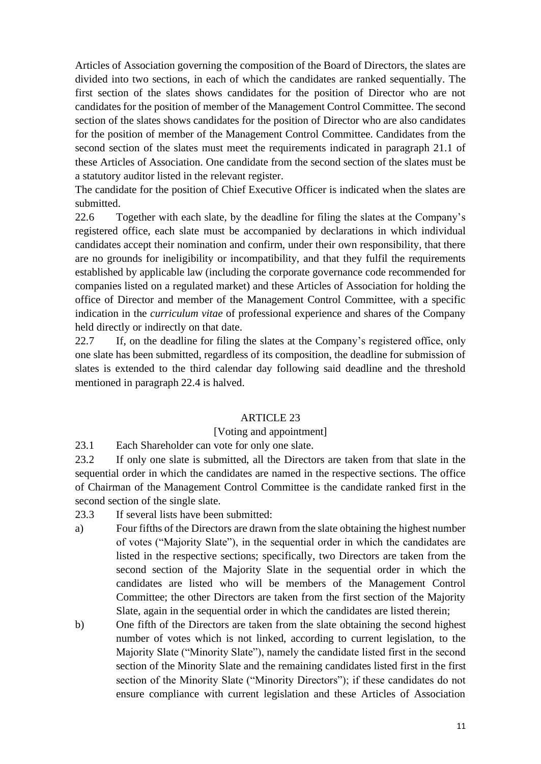Articles of Association governing the composition of the Board of Directors, the slates are divided into two sections, in each of which the candidates are ranked sequentially. The first section of the slates shows candidates for the position of Director who are not candidates for the position of member of the Management Control Committee. The second section of the slates shows candidates for the position of Director who are also candidates for the position of member of the Management Control Committee. Candidates from the second section of the slates must meet the requirements indicated in paragraph 21.1 of these Articles of Association. One candidate from the second section of the slates must be a statutory auditor listed in the relevant register.

The candidate for the position of Chief Executive Officer is indicated when the slates are submitted.

22.6 Together with each slate, by the deadline for filing the slates at the Company's registered office, each slate must be accompanied by declarations in which individual candidates accept their nomination and confirm, under their own responsibility, that there are no grounds for ineligibility or incompatibility, and that they fulfil the requirements established by applicable law (including the corporate governance code recommended for companies listed on a regulated market) and these Articles of Association for holding the office of Director and member of the Management Control Committee, with a specific indication in the *curriculum vitae* of professional experience and shares of the Company held directly or indirectly on that date.

22.7 If, on the deadline for filing the slates at the Company's registered office, only one slate has been submitted, regardless of its composition, the deadline for submission of slates is extended to the third calendar day following said deadline and the threshold mentioned in paragraph 22.4 is halved.

## ARTICLE 23

### [Voting and appointment]

23.1 Each Shareholder can vote for only one slate.

23.2 If only one slate is submitted, all the Directors are taken from that slate in the sequential order in which the candidates are named in the respective sections. The office of Chairman of the Management Control Committee is the candidate ranked first in the second section of the single slate.

23.3 If several lists have been submitted:

a) Four fifths of the Directors are drawn from the slate obtaining the highest number of votes ("Majority Slate"), in the sequential order in which the candidates are listed in the respective sections; specifically, two Directors are taken from the second section of the Majority Slate in the sequential order in which the candidates are listed who will be members of the Management Control Committee; the other Directors are taken from the first section of the Majority Slate, again in the sequential order in which the candidates are listed therein;

b) One fifth of the Directors are taken from the slate obtaining the second highest number of votes which is not linked, according to current legislation, to the Majority Slate ("Minority Slate"), namely the candidate listed first in the second section of the Minority Slate and the remaining candidates listed first in the first section of the Minority Slate ("Minority Directors"); if these candidates do not ensure compliance with current legislation and these Articles of Association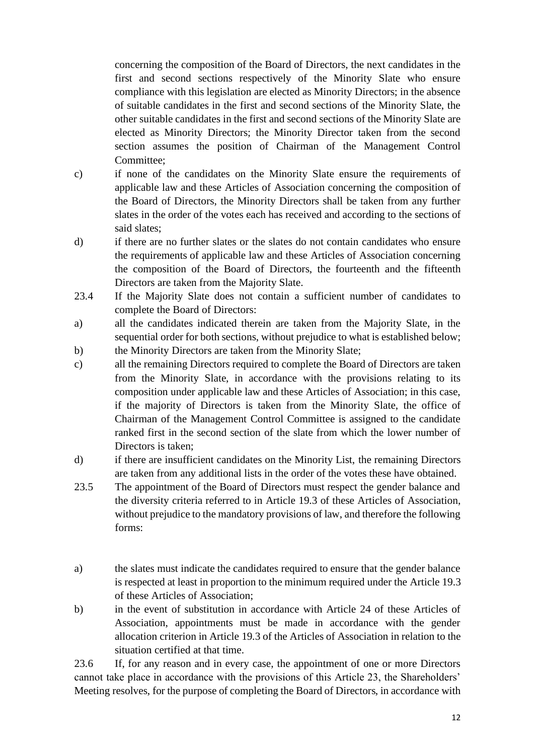concerning the composition of the Board of Directors, the next candidates in the first and second sections respectively of the Minority Slate who ensure compliance with this legislation are elected as Minority Directors; in the absence of suitable candidates in the first and second sections of the Minority Slate, the other suitable candidates in the first and second sections of the Minority Slate are elected as Minority Directors; the Minority Director taken from the second section assumes the position of Chairman of the Management Control Committee;

c) if none of the candidates on the Minority Slate ensure the requirements of applicable law and these Articles of Association concerning the composition of the Board of Directors, the Minority Directors shall be taken from any further slates in the order of the votes each has received and according to the sections of said slates;

d) if there are no further slates or the slates do not contain candidates who ensure the requirements of applicable law and these Articles of Association concerning the composition of the Board of Directors, the fourteenth and the fifteenth Directors are taken from the Majority Slate.

23.4 If the Majority Slate does not contain a sufficient number of candidates to complete the Board of Directors:

a) all the candidates indicated therein are taken from the Majority Slate, in the sequential order for both sections, without prejudice to what is established below;

b) the Minority Directors are taken from the Minority Slate;

c) all the remaining Directors required to complete the Board of Directors are taken from the Minority Slate, in accordance with the provisions relating to its composition under applicable law and these Articles of Association; in this case, if the majority of Directors is taken from the Minority Slate, the office of Chairman of the Management Control Committee is assigned to the candidate ranked first in the second section of the slate from which the lower number of Directors is taken;

d) if there are insufficient candidates on the Minority List, the remaining Directors are taken from any additional lists in the order of the votes these have obtained.

23.5 The appointment of the Board of Directors must respect the gender balance and the diversity criteria referred to in Article 19.3 of these Articles of Association, without prejudice to the mandatory provisions of law, and therefore the following forms:

a) the slates must indicate the candidates required to ensure that the gender balance is respected at least in proportion to the minimum required under the Article 19.3 of these Articles of Association;

b) in the event of substitution in accordance with Article 24 of these Articles of Association, appointments must be made in accordance with the gender allocation criterion in Article 19.3 of the Articles of Association in relation to the situation certified at that time.

23.6 If, for any reason and in every case, the appointment of one or more Directors cannot take place in accordance with the provisions of this Article 23, the Shareholders' Meeting resolves, for the purpose of completing the Board of Directors, in accordance with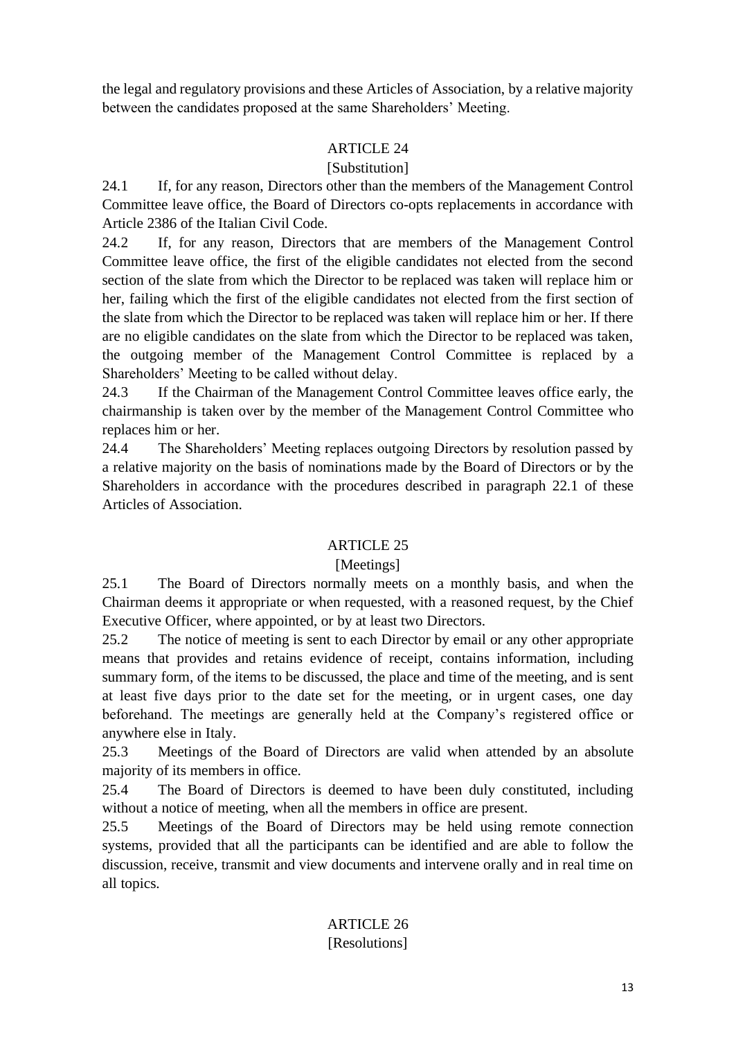the legal and regulatory provisions and these Articles of Association, by a relative majority between the candidates proposed at the same Shareholders' Meeting.

## ARTICLE 24

### [Substitution]

24.1 If, for any reason, Directors other than the members of the Management Control Committee leave office, the Board of Directors co-opts replacements in accordance with Article 2386 of the Italian Civil Code.

24.2 If, for any reason, Directors that are members of the Management Control Committee leave office, the first of the eligible candidates not elected from the second section of the slate from which the Director to be replaced was taken will replace him or her, failing which the first of the eligible candidates not elected from the first section of the slate from which the Director to be replaced was taken will replace him or her. If there are no eligible candidates on the slate from which the Director to be replaced was taken, the outgoing member of the Management Control Committee is replaced by a Shareholders' Meeting to be called without delay.

24.3 If the Chairman of the Management Control Committee leaves office early, the chairmanship is taken over by the member of the Management Control Committee who replaces him or her.

24.4 The Shareholders' Meeting replaces outgoing Directors by resolution passed by a relative majority on the basis of nominations made by the Board of Directors or by the Shareholders in accordance with the procedures described in paragraph 22.1 of these Articles of Association.

## ARTICLE 25

### [Meetings]

25.1 The Board of Directors normally meets on a monthly basis, and when the Chairman deems it appropriate or when requested, with a reasoned request, by the Chief Executive Officer, where appointed, or by at least two Directors.

25.2 The notice of meeting is sent to each Director by email or any other appropriate means that provides and retains evidence of receipt, contains information, including summary form, of the items to be discussed, the place and time of the meeting, and is sent at least five days prior to the date set for the meeting, or in urgent cases, one day beforehand. The meetings are generally held at the Company's registered office or anywhere else in Italy.

25.3 Meetings of the Board of Directors are valid when attended by an absolute majority of its members in office.

25.4 The Board of Directors is deemed to have been duly constituted, including without a notice of meeting, when all the members in office are present.

25.5 Meetings of the Board of Directors may be held using remote connection systems, provided that all the participants can be identified and are able to follow the discussion, receive, transmit and view documents and intervene orally and in real time on all topics.

## ARTICLE 26

### [Resolutions]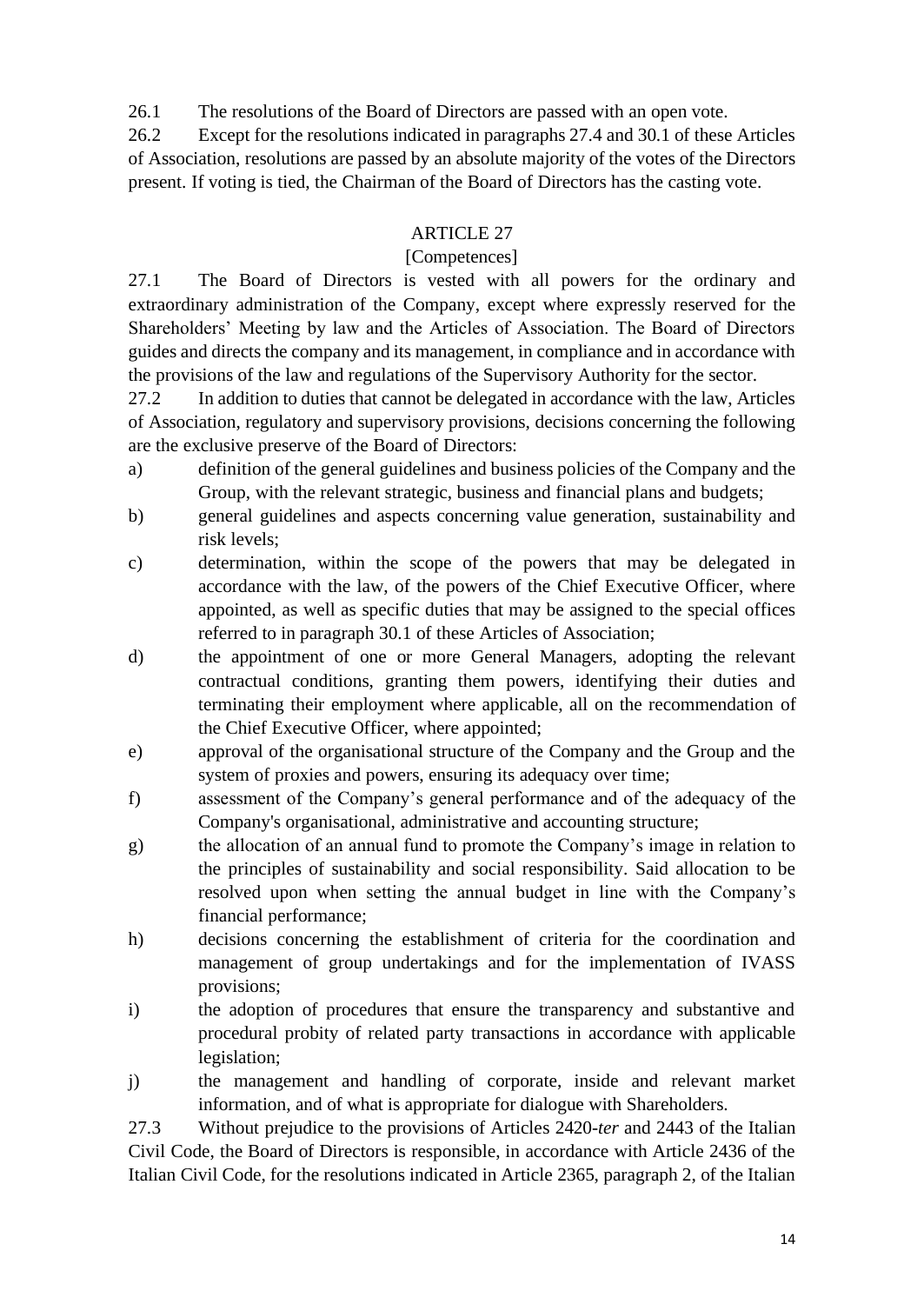26.1 The resolutions of the Board of Directors are passed with an open vote.

26.2 Except for the resolutions indicated in paragraphs 27.4 and 30.1 of these Articles of Association, resolutions are passed by an absolute majority of the votes of the Directors present. If voting is tied, the Chairman of the Board of Directors has the casting vote.

## ARTICLE 27

### [Competences]

27.1 The Board of Directors is vested with all powers for the ordinary and extraordinary administration of the Company, except where expressly reserved for the Shareholders' Meeting by law and the Articles of Association. The Board of Directors guides and directs the company and its management, in compliance and in accordance with the provisions of the law and regulations of the Supervisory Authority for the sector.

27.2 In addition to duties that cannot be delegated in accordance with the law, Articles of Association, regulatory and supervisory provisions, decisions concerning the following are the exclusive preserve of the Board of Directors:

a) definition of the general guidelines and business policies of the Company and the Group, with the relevant strategic, business and financial plans and budgets;

b) general guidelines and aspects concerning value generation, sustainability and risk levels;

c) determination, within the scope of the powers that may be delegated in accordance with the law, of the powers of the Chief Executive Officer, where appointed, as well as specific duties that may be assigned to the special offices referred to in paragraph 30.1 of these Articles of Association;

d) the appointment of one or more General Managers, adopting the relevant contractual conditions, granting them powers, identifying their duties and terminating their employment where applicable, all on the recommendation of the Chief Executive Officer, where appointed;

e) approval of the organisational structure of the Company and the Group and the system of proxies and powers, ensuring its adequacy over time;

f) assessment of the Company's general performance and of the adequacy of the Company's organisational, administrative and accounting structure;

g) the allocation of an annual fund to promote the Company's image in relation to the principles of sustainability and social responsibility. Said allocation to be resolved upon when setting the annual budget in line with the Company's financial performance;

h) decisions concerning the establishment of criteria for the coordination and management of group undertakings and for the implementation of IVASS provisions;

i) the adoption of procedures that ensure the transparency and substantive and procedural probity of related party transactions in accordance with applicable legislation;

j) the management and handling of corporate, inside and relevant market information, and of what is appropriate for dialogue with Shareholders.

27.3 Without prejudice to the provisions of Articles 2420-*ter* and 2443 of the Italian Civil Code, the Board of Directors is responsible, in accordance with Article 2436 of the Italian Civil Code, for the resolutions indicated in Article 2365, paragraph 2, of the Italian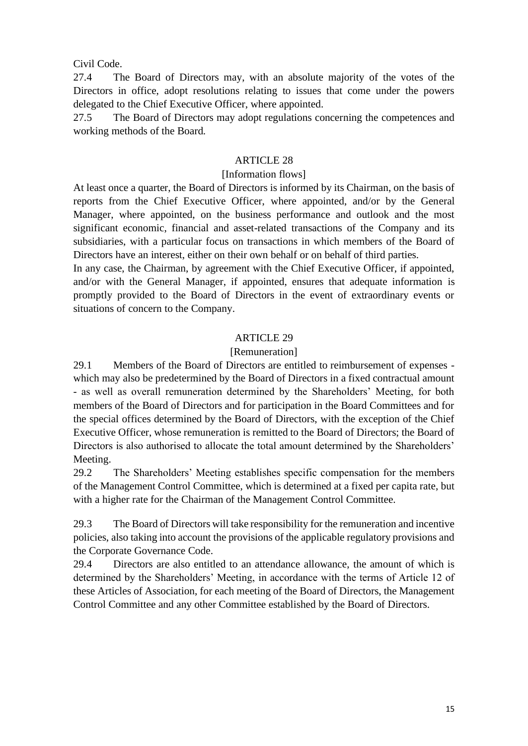Civil Code.

27.4 The Board of Directors may, with an absolute majority of the votes of the Directors in office, adopt resolutions relating to issues that come under the powers delegated to the Chief Executive Officer, where appointed.

27.5 The Board of Directors may adopt regulations concerning the competences and working methods of the Board.

## ARTICLE 28

### [Information flows]

At least once a quarter, the Board of Directors is informed by its Chairman, on the basis of reports from the Chief Executive Officer, where appointed, and/or by the General Manager, where appointed, on the business performance and outlook and the most significant economic, financial and asset-related transactions of the Company and its subsidiaries, with a particular focus on transactions in which members of the Board of Directors have an interest, either on their own behalf or on behalf of third parties.

In any case, the Chairman, by agreement with the Chief Executive Officer, if appointed, and/or with the General Manager, if appointed, ensures that adequate information is promptly provided to the Board of Directors in the event of extraordinary events or situations of concern to the Company.

## ARTICLE 29

### [Remuneration]

29.1 Members of the Board of Directors are entitled to reimbursement of expenses - which may also be predetermined by the Board of Directors in a fixed contractual amount - as well as overall remuneration determined by the Shareholders' Meeting, for both members of the Board of Directors and for participation in the Board Committees and for the special offices determined by the Board of Directors, with the exception of the Chief Executive Officer, whose remuneration is remitted to the Board of Directors; the Board of Directors is also authorised to allocate the total amount determined by the Shareholders' Meeting.

29.2 The Shareholders' Meeting establishes specific compensation for the members of the Management Control Committee, which is determined at a fixed per capita rate, but with a higher rate for the Chairman of the Management Control Committee.

29.3 The Board of Directors will take responsibility for the remuneration and incentive policies, also taking into account the provisions of the applicable regulatory provisions and the Corporate Governance Code.

29.4 Directors are also entitled to an attendance allowance, the amount of which is determined by the Shareholders' Meeting, in accordance with the terms of Article 12 of these Articles of Association, for each meeting of the Board of Directors, the Management Control Committee and any other Committee established by the Board of Directors.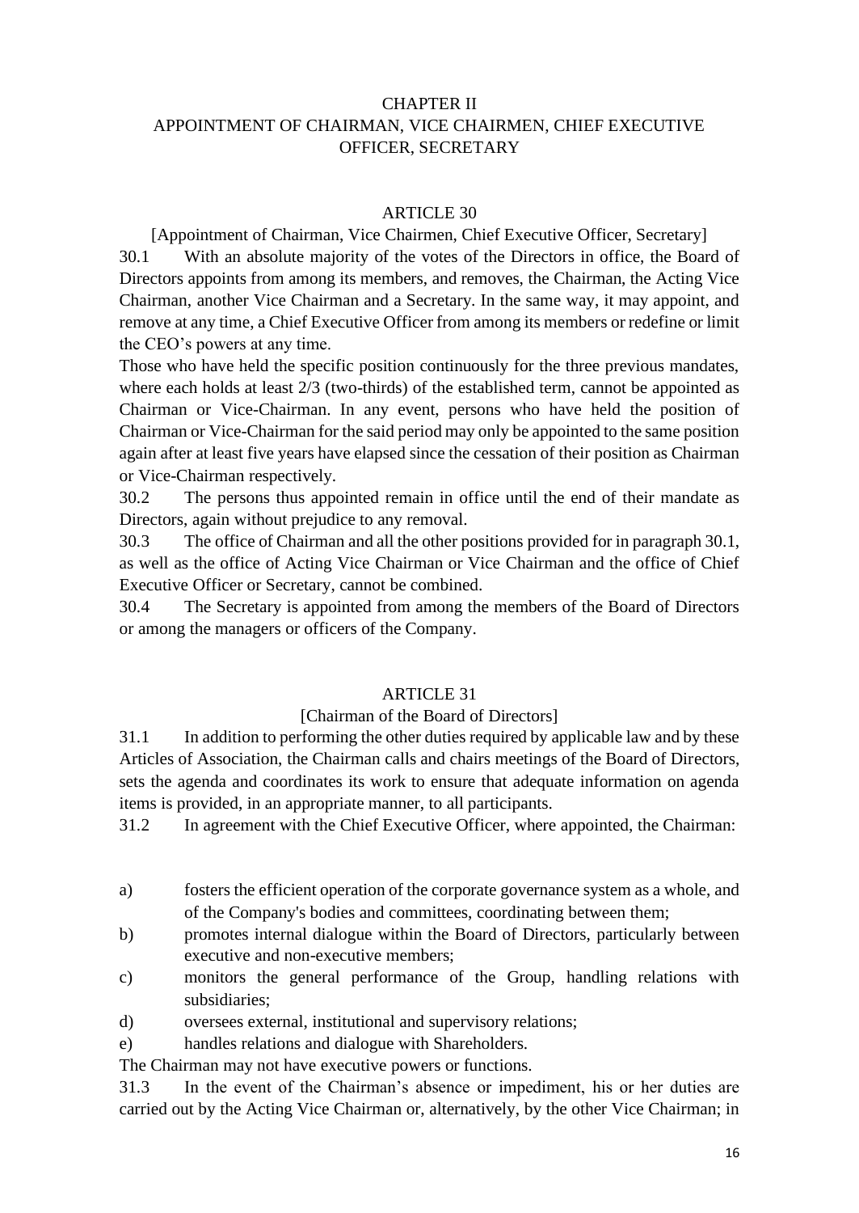# CHAPTER II
# APPOINTMENT OF CHAIRMAN, VICE CHAIRMEN, CHIEF EXECUTIVE OFFICER, SECRETARY

## ARTICLE 30

[Appointment of Chairman, Vice Chairmen, Chief Executive Officer, Secretary]

30.1 With an absolute majority of the votes of the Directors in office, the Board of Directors appoints from among its members, and removes, the Chairman, the Acting Vice Chairman, another Vice Chairman and a Secretary. In the same way, it may appoint, and remove at any time, a Chief Executive Officer from among its members or redefine or limit the CEO's powers at any time.

Those who have held the specific position continuously for the three previous mandates, where each holds at least 2/3 (two-thirds) of the established term, cannot be appointed as Chairman or Vice-Chairman. In any event, persons who have held the position of Chairman or Vice-Chairman for the said period may only be appointed to the same position again after at least five years have elapsed since the cessation of their position as Chairman or Vice-Chairman respectively.

30.2 The persons thus appointed remain in office until the end of their mandate as Directors, again without prejudice to any removal.

30.3 The office of Chairman and all the other positions provided for in paragraph 30.1, as well as the office of Acting Vice Chairman or Vice Chairman and the office of Chief Executive Officer or Secretary, cannot be combined.

30.4 The Secretary is appointed from among the members of the Board of Directors or among the managers or officers of the Company.

## ARTICLE 31

[Chairman of the Board of Directors]

31.1 In addition to performing the other duties required by applicable law and by these Articles of Association, the Chairman calls and chairs meetings of the Board of Directors, sets the agenda and coordinates its work to ensure that adequate information on agenda items is provided, in an appropriate manner, to all participants.

31.2 In agreement with the Chief Executive Officer, where appointed, the Chairman:

a) fosters the efficient operation of the corporate governance system as a whole, and of the Company's bodies and committees, coordinating between them;

b) promotes internal dialogue within the Board of Directors, particularly between executive and non-executive members;

c) monitors the general performance of the Group, handling relations with subsidiaries;

d) oversees external, institutional and supervisory relations;

e) handles relations and dialogue with Shareholders.

The Chairman may not have executive powers or functions.

31.3 In the event of the Chairman's absence or impediment, his or her duties are carried out by the Acting Vice Chairman or, alternatively, by the other Vice Chairman; in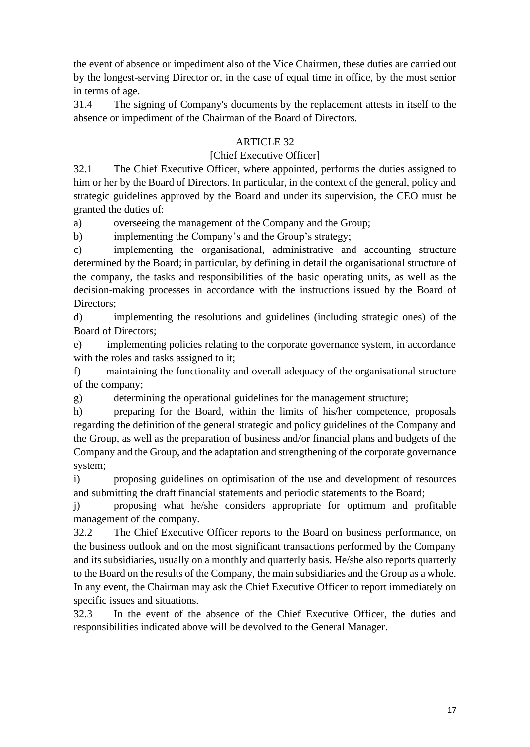the event of absence or impediment also of the Vice Chairmen, these duties are carried out by the longest-serving Director or, in the case of equal time in office, by the most senior in terms of age.

31.4 The signing of Company's documents by the replacement attests in itself to the absence or impediment of the Chairman of the Board of Directors.

## ARTICLE 32

### [Chief Executive Officer]

32.1 The Chief Executive Officer, where appointed, performs the duties assigned to him or her by the Board of Directors. In particular, in the context of the general, policy and strategic guidelines approved by the Board and under its supervision, the CEO must be granted the duties of:

a) overseeing the management of the Company and the Group;

b) implementing the Company's and the Group's strategy;

c) implementing the organisational, administrative and accounting structure determined by the Board; in particular, by defining in detail the organisational structure of the company, the tasks and responsibilities of the basic operating units, as well as the decision-making processes in accordance with the instructions issued by the Board of Directors;

d) implementing the resolutions and guidelines (including strategic ones) of the Board of Directors;

e) implementing policies relating to the corporate governance system, in accordance with the roles and tasks assigned to it;

f) maintaining the functionality and overall adequacy of the organisational structure of the company;

g) determining the operational guidelines for the management structure;

h) preparing for the Board, within the limits of his/her competence, proposals regarding the definition of the general strategic and policy guidelines of the Company and the Group, as well as the preparation of business and/or financial plans and budgets of the Company and the Group, and the adaptation and strengthening of the corporate governance system;

i) proposing guidelines on optimisation of the use and development of resources and submitting the draft financial statements and periodic statements to the Board;

j) proposing what he/she considers appropriate for optimum and profitable management of the company.

32.2 The Chief Executive Officer reports to the Board on business performance, on the business outlook and on the most significant transactions performed by the Company and its subsidiaries, usually on a monthly and quarterly basis. He/she also reports quarterly to the Board on the results of the Company, the main subsidiaries and the Group as a whole. In any event, the Chairman may ask the Chief Executive Officer to report immediately on specific issues and situations.

32.3 In the event of the absence of the Chief Executive Officer, the duties and responsibilities indicated above will be devolved to the General Manager.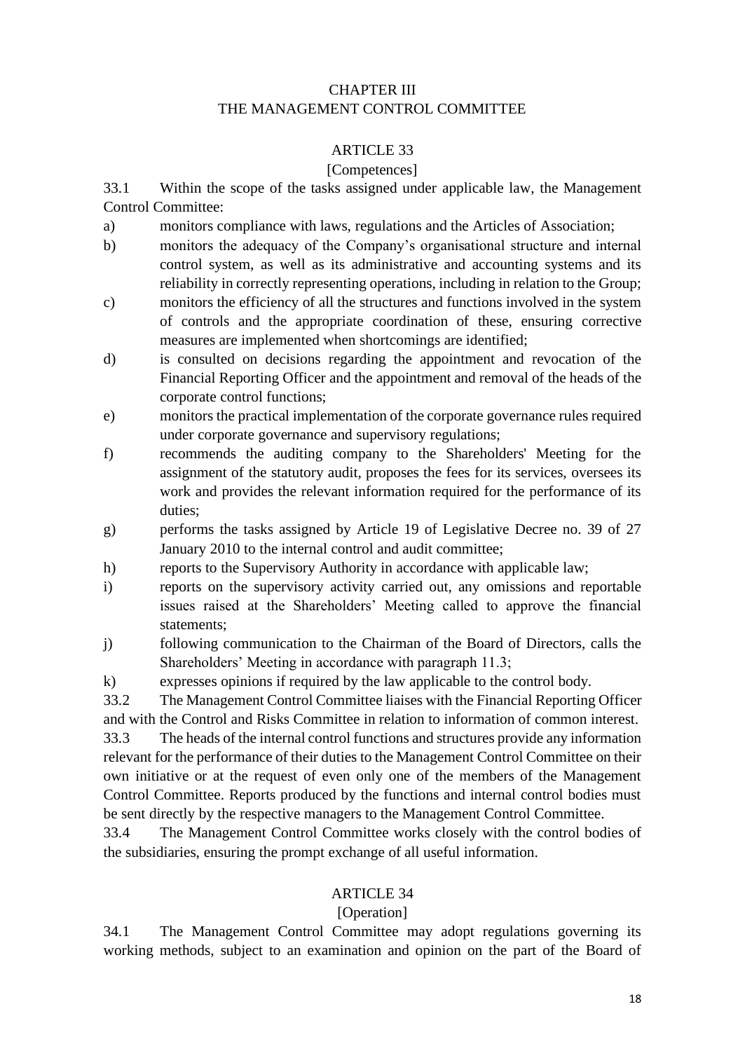## CHAPTER III
## THE MANAGEMENT CONTROL COMMITTEE

### ARTICLE 33
### [Competences]

33.1 Within the scope of the tasks assigned under applicable law, the Management Control Committee:

a) monitors compliance with laws, regulations and the Articles of Association;

b) monitors the adequacy of the Company's organisational structure and internal control system, as well as its administrative and accounting systems and its reliability in correctly representing operations, including in relation to the Group;

c) monitors the efficiency of all the structures and functions involved in the system of controls and the appropriate coordination of these, ensuring corrective measures are implemented when shortcomings are identified;

d) is consulted on decisions regarding the appointment and revocation of the Financial Reporting Officer and the appointment and removal of the heads of the corporate control functions;

e) monitors the practical implementation of the corporate governance rules required under corporate governance and supervisory regulations;

f) recommends the auditing company to the Shareholders' Meeting for the assignment of the statutory audit, proposes the fees for its services, oversees its work and provides the relevant information required for the performance of its duties;

g) performs the tasks assigned by Article 19 of Legislative Decree no. 39 of 27 January 2010 to the internal control and audit committee;

h) reports to the Supervisory Authority in accordance with applicable law;

i) reports on the supervisory activity carried out, any omissions and reportable issues raised at the Shareholders' Meeting called to approve the financial statements;

j) following communication to the Chairman of the Board of Directors, calls the Shareholders' Meeting in accordance with paragraph 11.3;

k) expresses opinions if required by the law applicable to the control body.

33.2 The Management Control Committee liaises with the Financial Reporting Officer and with the Control and Risks Committee in relation to information of common interest.

33.3 The heads of the internal control functions and structures provide any information relevant for the performance of their duties to the Management Control Committee on their own initiative or at the request of even only one of the members of the Management Control Committee. Reports produced by the functions and internal control bodies must be sent directly by the respective managers to the Management Control Committee.

33.4 The Management Control Committee works closely with the control bodies of the subsidiaries, ensuring the prompt exchange of all useful information.

### ARTICLE 34
### [Operation]

34.1 The Management Control Committee may adopt regulations governing its working methods, subject to an examination and opinion on the part of the Board of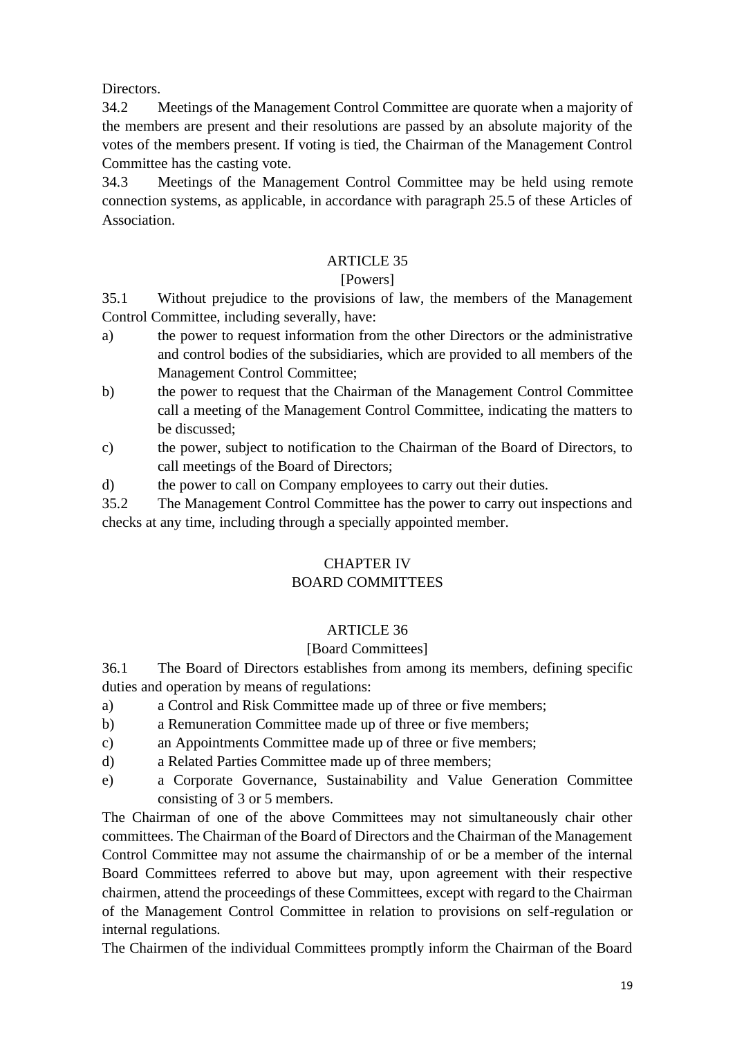Directors.

34.2 Meetings of the Management Control Committee are quorate when a majority of the members are present and their resolutions are passed by an absolute majority of the votes of the members present. If voting is tied, the Chairman of the Management Control Committee has the casting vote.

34.3 Meetings of the Management Control Committee may be held using remote connection systems, as applicable, in accordance with paragraph 25.5 of these Articles of Association.

### ARTICLE 35

[Powers]

35.1 Without prejudice to the provisions of law, the members of the Management Control Committee, including severally, have:

a) the power to request information from the other Directors or the administrative and control bodies of the subsidiaries, which are provided to all members of the Management Control Committee;

b) the power to request that the Chairman of the Management Control Committee call a meeting of the Management Control Committee, indicating the matters to be discussed;

c) the power, subject to notification to the Chairman of the Board of Directors, to call meetings of the Board of Directors;

d) the power to call on Company employees to carry out their duties.

35.2 The Management Control Committee has the power to carry out inspections and checks at any time, including through a specially appointed member.

## CHAPTER IV
## BOARD COMMITTEES

### ARTICLE 36

[Board Committees]

36.1 The Board of Directors establishes from among its members, defining specific duties and operation by means of regulations:

a) a Control and Risk Committee made up of three or five members;

b) a Remuneration Committee made up of three or five members;

c) an Appointments Committee made up of three or five members;

d) a Related Parties Committee made up of three members;

e) a Corporate Governance, Sustainability and Value Generation Committee consisting of 3 or 5 members.

The Chairman of one of the above Committees may not simultaneously chair other committees. The Chairman of the Board of Directors and the Chairman of the Management Control Committee may not assume the chairmanship of or be a member of the internal Board Committees referred to above but may, upon agreement with their respective chairmen, attend the proceedings of these Committees, except with regard to the Chairman of the Management Control Committee in relation to provisions on self-regulation or internal regulations.

The Chairmen of the individual Committees promptly inform the Chairman of the Board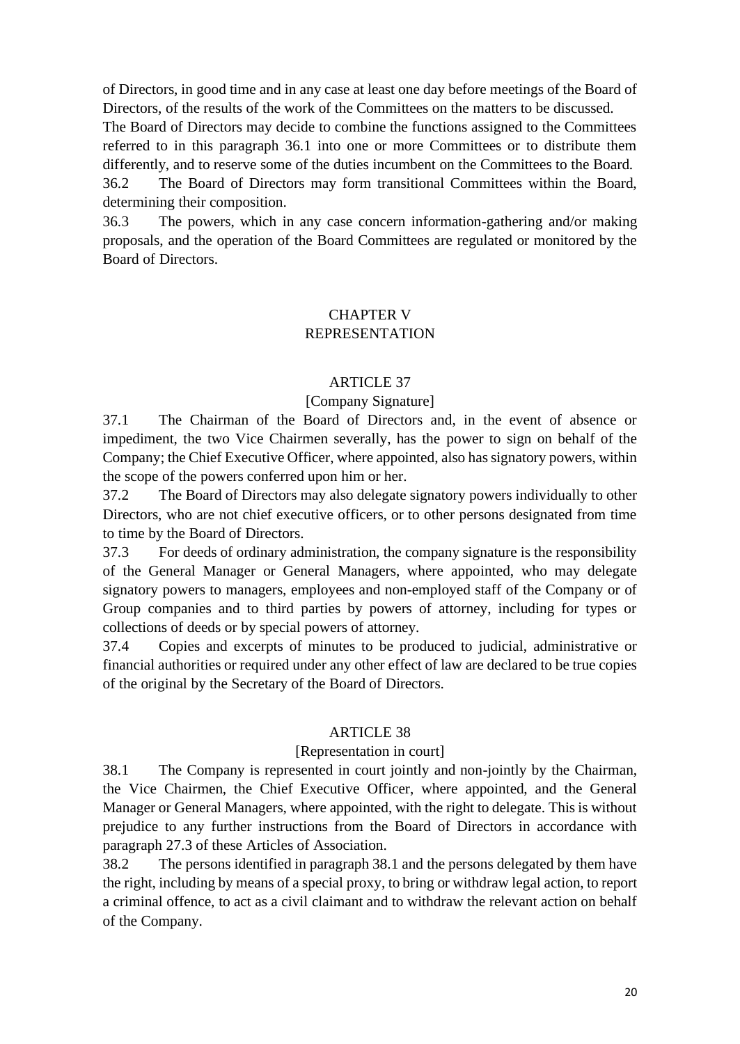of Directors, in good time and in any case at least one day before meetings of the Board of Directors, of the results of the work of the Committees on the matters to be discussed.

The Board of Directors may decide to combine the functions assigned to the Committees referred to in this paragraph 36.1 into one or more Committees or to distribute them differently, and to reserve some of the duties incumbent on the Committees to the Board.

36.2 The Board of Directors may form transitional Committees within the Board, determining their composition.

36.3 The powers, which in any case concern information-gathering and/or making proposals, and the operation of the Board Committees are regulated or monitored by the Board of Directors.

## CHAPTER V
## REPRESENTATION

### ARTICLE 37
### [Company Signature]

37.1 The Chairman of the Board of Directors and, in the event of absence or impediment, the two Vice Chairmen severally, has the power to sign on behalf of the Company; the Chief Executive Officer, where appointed, also has signatory powers, within the scope of the powers conferred upon him or her.

37.2 The Board of Directors may also delegate signatory powers individually to other Directors, who are not chief executive officers, or to other persons designated from time to time by the Board of Directors.

37.3 For deeds of ordinary administration, the company signature is the responsibility of the General Manager or General Managers, where appointed, who may delegate signatory powers to managers, employees and non-employed staff of the Company or of Group companies and to third parties by powers of attorney, including for types or collections of deeds or by special powers of attorney.

37.4 Copies and excerpts of minutes to be produced to judicial, administrative or financial authorities or required under any other effect of law are declared to be true copies of the original by the Secretary of the Board of Directors.

### ARTICLE 38
### [Representation in court]

38.1 The Company is represented in court jointly and non-jointly by the Chairman, the Vice Chairmen, the Chief Executive Officer, where appointed, and the General Manager or General Managers, where appointed, with the right to delegate. This is without prejudice to any further instructions from the Board of Directors in accordance with paragraph 27.3 of these Articles of Association.

38.2 The persons identified in paragraph 38.1 and the persons delegated by them have the right, including by means of a special proxy, to bring or withdraw legal action, to report a criminal offence, to act as a civil claimant and to withdraw the relevant action on behalf of the Company.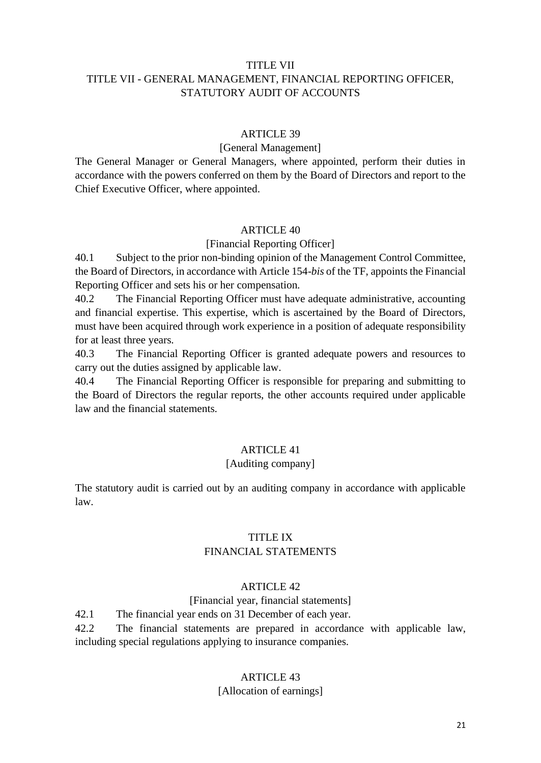## TITLE VII

## TITLE VII - GENERAL MANAGEMENT, FINANCIAL REPORTING OFFICER, STATUTORY AUDIT OF ACCOUNTS

### ARTICLE 39

[General Management]

The General Manager or General Managers, where appointed, perform their duties in accordance with the powers conferred on them by the Board of Directors and report to the Chief Executive Officer, where appointed.

### ARTICLE 40

[Financial Reporting Officer]

40.1 Subject to the prior non-binding opinion of the Management Control Committee, the Board of Directors, in accordance with Article 154-*bis* of the TF, appoints the Financial Reporting Officer and sets his or her compensation.

40.2 The Financial Reporting Officer must have adequate administrative, accounting and financial expertise. This expertise, which is ascertained by the Board of Directors, must have been acquired through work experience in a position of adequate responsibility for at least three years.

40.3 The Financial Reporting Officer is granted adequate powers and resources to carry out the duties assigned by applicable law.

40.4 The Financial Reporting Officer is responsible for preparing and submitting to the Board of Directors the regular reports, the other accounts required under applicable law and the financial statements.

### ARTICLE 41

[Auditing company]

The statutory audit is carried out by an auditing company in accordance with applicable law.

## TITLE IX

## FINANCIAL STATEMENTS

### ARTICLE 42

[Financial year, financial statements]

42.1 The financial year ends on 31 December of each year.

42.2 The financial statements are prepared in accordance with applicable law, including special regulations applying to insurance companies.

### ARTICLE 43

[Allocation of earnings]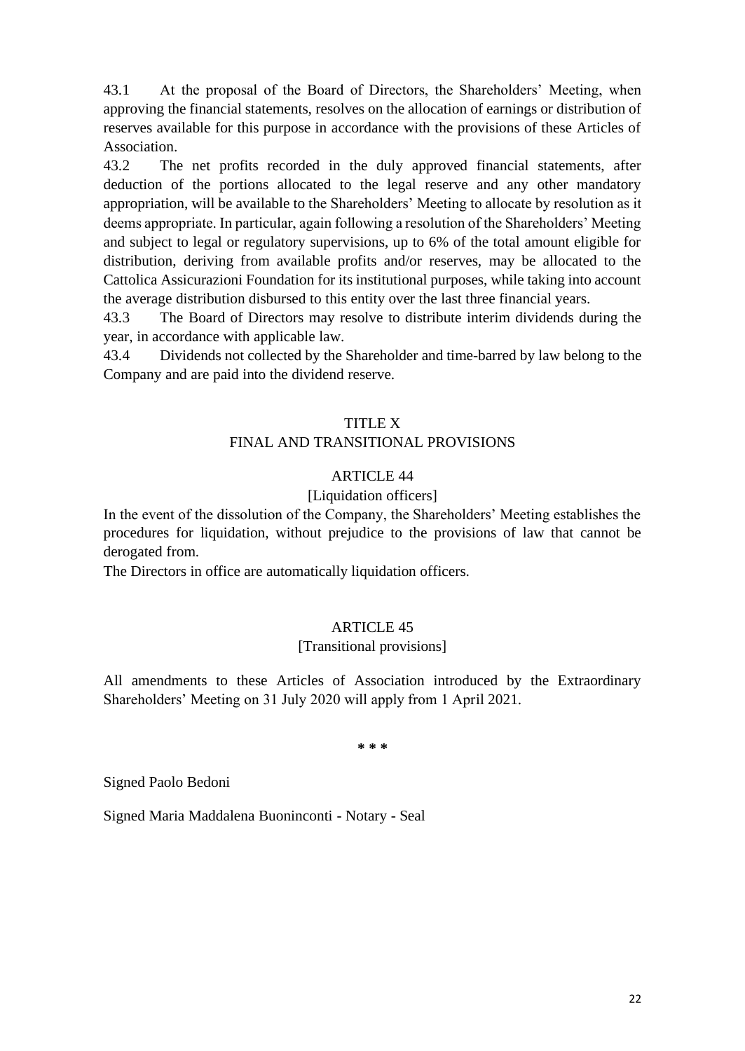43.1 At the proposal of the Board of Directors, the Shareholders' Meeting, when approving the financial statements, resolves on the allocation of earnings or distribution of reserves available for this purpose in accordance with the provisions of these Articles of Association.

43.2 The net profits recorded in the duly approved financial statements, after deduction of the portions allocated to the legal reserve and any other mandatory appropriation, will be available to the Shareholders' Meeting to allocate by resolution as it deems appropriate. In particular, again following a resolution of the Shareholders' Meeting and subject to legal or regulatory supervisions, up to 6% of the total amount eligible for distribution, deriving from available profits and/or reserves, may be allocated to the Cattolica Assicurazioni Foundation for its institutional purposes, while taking into account the average distribution disbursed to this entity over the last three financial years.

43.3 The Board of Directors may resolve to distribute interim dividends during the year, in accordance with applicable law.

43.4 Dividends not collected by the Shareholder and time-barred by law belong to the Company and are paid into the dividend reserve.

## TITLE X
## FINAL AND TRANSITIONAL PROVISIONS

### ARTICLE 44
### [Liquidation officers]

In the event of the dissolution of the Company, the Shareholders' Meeting establishes the procedures for liquidation, without prejudice to the provisions of law that cannot be derogated from.

The Directors in office are automatically liquidation officers.

### ARTICLE 45
### [Transitional provisions]

All amendments to these Articles of Association introduced by the Extraordinary Shareholders' Meeting on 31 July 2020 will apply from 1 April 2021.

* * *

Signed Paolo Bedoni

Signed Maria Maddalena Buoninconti - Notary - Seal